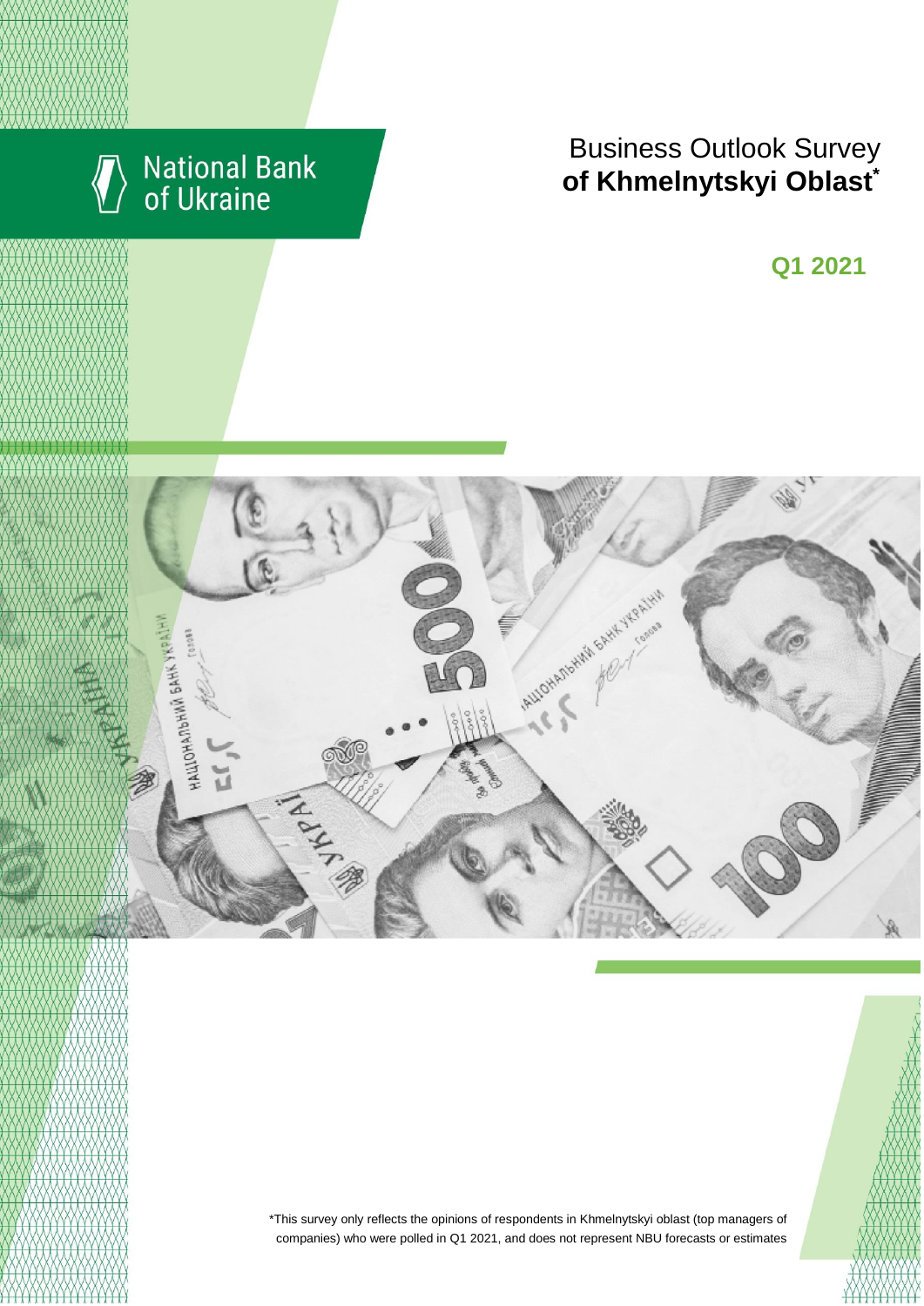National Bank of Ukraine

# Business Outlook Survey **of Khmelnytskyi Oblast***

**Q1 2021**

*This survey only reflects the opinions of respondents in Khmelnytskyi oblast (top managers of companies) who were polled in Q1 2021, and does not represent NBU forecasts or estimates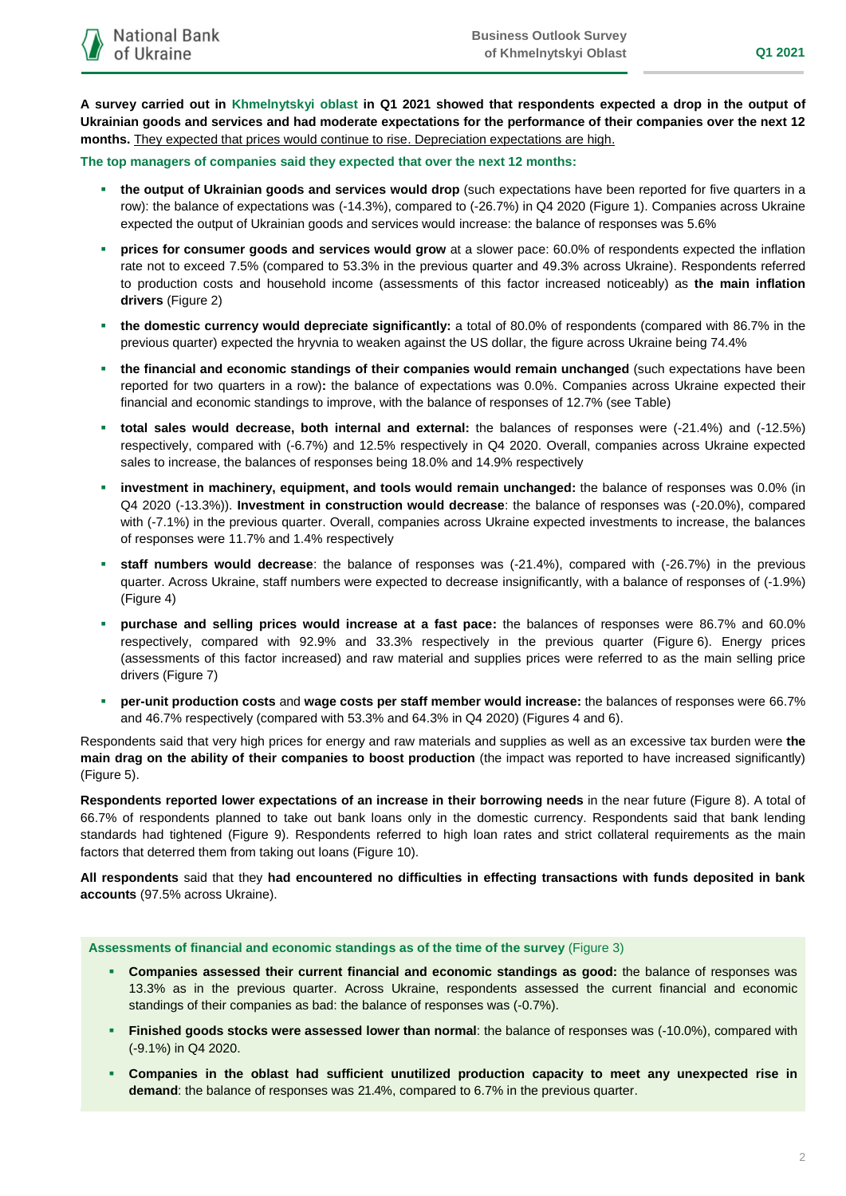**A survey carried out in Khmelnytskyi oblast in Q1 2021 showed that respondents expected a drop in the output of Ukrainian goods and services and had moderate expectations for the performance of their companies over the next 12 months.** They expected that prices would continue to rise. Depreciation expectations are high.

**The top managers of companies said they expected that over the next 12 months:**

- **the output of Ukrainian goods and services would drop** (such expectations have been reported for five quarters in a row): the balance of expectations was (-14.3%), compared to (-26.7%) in Q4 2020 (Figure 1). Companies across Ukraine expected the output of Ukrainian goods and services would increase: the balance of responses was 5.6%
- **prices for consumer goods and services would grow** at a slower pace: 60.0% of respondents expected the inflation rate not to exceed 7.5% (compared to 53.3% in the previous quarter and 49.3% across Ukraine). Respondents referred to production costs and household income (assessments of this factor increased noticeably) as **the main inflation drivers** (Figure 2)
- **the domestic currency would depreciate significantly:** a total of 80.0% of respondents (compared with 86.7% in the previous quarter) expected the hryvnia to weaken against the US dollar, the figure across Ukraine being 74.4%
- **the financial and economic standings of their companies would remain unchanged** (such expectations have been reported for two quarters in a row)**:** the balance of expectations was 0.0%. Companies across Ukraine expected their financial and economic standings to improve, with the balance of responses of 12.7% (see Table)
- **total sales would decrease, both internal and external:** the balances of responses were (-21.4%) and (-12.5%) respectively, compared with (-6.7%) and 12.5% respectively in Q4 2020. Overall, companies across Ukraine expected sales to increase, the balances of responses being 18.0% and 14.9% respectively
- **investment in machinery, equipment, and tools would remain unchanged:** the balance of responses was 0.0% (in Q4 2020 (-13.3%)). **Investment in construction would decrease**: the balance of responses was (-20.0%), compared with (-7.1%) in the previous quarter. Overall, companies across Ukraine expected investments to increase, the balances of responses were 11.7% and 1.4% respectively
- **staff numbers would decrease**: the balance of responses was (-21.4%), compared with (-26.7%) in the previous quarter. Across Ukraine, staff numbers were expected to decrease insignificantly, with a balance of responses of (-1.9%) (Figure 4)
- **purchase and selling prices would increase at a fast pace:** the balances of responses were 86.7% and 60.0% respectively, compared with 92.9% and 33.3% respectively in the previous quarter (Figure 6). Energy prices (assessments of this factor increased) and raw material and supplies prices were referred to as the main selling price drivers (Figure 7)
- **per-unit production costs** and **wage costs per staff member would increase:** the balances of responses were 66.7% and 46.7% respectively (compared with 53.3% and 64.3% in Q4 2020) (Figures 4 and 6).

Respondents said that very high prices for energy and raw materials and supplies as well as an excessive tax burden were **the main drag on the ability of their companies to boost production** (the impact was reported to have increased significantly) (Figure 5).

**Respondents reported lower expectations of an increase in their borrowing needs** in the near future (Figure 8). A total of 66.7% of respondents planned to take out bank loans only in the domestic currency. Respondents said that bank lending standards had tightened (Figure 9). Respondents referred to high loan rates and strict collateral requirements as the main factors that deterred them from taking out loans (Figure 10).

**All respondents** said that they **had encountered no difficulties in effecting transactions with funds deposited in bank accounts** (97.5% across Ukraine).

**Assessments of financial and economic standings as of the time of the survey** (Figure 3)

- **Companies assessed their current financial and economic standings as good:** the balance of responses was 13.3% as in the previous quarter. Across Ukraine, respondents assessed the current financial and economic standings of their companies as bad: the balance of responses was (-0.7%).
- **Finished goods stocks were assessed lower than normal**: the balance of responses was (-10.0%), compared with (-9.1%) in Q4 2020.
- **Companies in the oblast had sufficient unutilized production capacity to meet any unexpected rise in demand**: the balance of responses was 21.4%, compared to 6.7% in the previous quarter.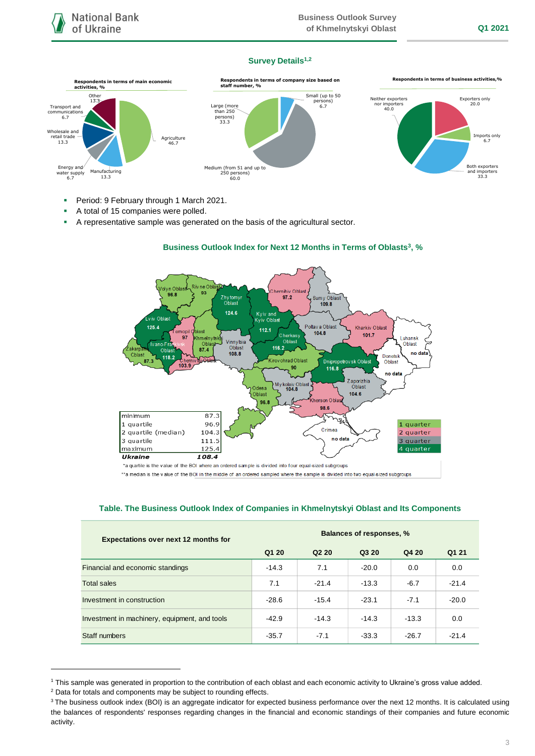## Survey Details[1,2]

**Respondents in terms of main economic activities, %**

- Agriculture 46.7
- Manufacturing 13.3
- Energy and water supply 6.7
- Wholesale and retail trade 13.3
- Transport and communications 6.7
- Other 13.3

**Respondents in terms of company size based on staff number, %**

- Small (up to 50 persons) 6.7
- Medium (from 51 and up to 250 persons) 60.0
- Large (more than 250 persons) 33.3

**Respondents in terms of business activities, %**

- Exporters only 20.0
- Imports only 6.7
- Both exporters and importers 33.3
- Neither exporters nor importers 40.0

- Period: 9 February through 1 March 2021.
- A total of 15 companies were polled.
- A representative sample was generated on the basis of the agricultural sector.

### Business Outlook Index for Next 12 Months in Terms of Oblasts[3], %

| Oblast | BOI |
|---|---|
| Volyn Oblast | 96.8 |
| Rivne Oblast | 93 |
| Zhytomyr Oblast | 124.6 |
| Kyiv and Kyiv Oblast | 112.1 |
| Chernihiv Oblast | 97.2 |
| Sumy Oblast | 109.8 |
| Lviv Oblast | 125.4 |
| Ternopil Oblast | 97 |
| Khmelnytskyi Oblast | 87.4 |
| Vinnytsia Oblast | 108.8 |
| Cherkasy Oblast | 116.2 |
| Poltava Oblast | 104.8 |
| Kharkiv Oblast | 101.7 |
| Luhansk Oblast | no data |
| Zakarpattia Oblast | 87.3 |
| Ivano-Frankivsk Oblast | 118.2 |
| Chernivtsi Oblast | 103.9 |
| Kirovohrad Oblast | 90 |
| Dnipropetrovsk Oblast | 116.8 |
| Donetsk Oblast | no data |
| Odesa Oblast | 96.8 |
| Mykolaiv Oblast | 104.8 |
| Zaporizhia Oblast | 104.6 |
| Kherson Oblast | 98.6 |
| Crimea | no data |

| | |
|---|---|
| minimum | 87.3 |
| 1 quartile | 96.9 |
| 2 quartile (median) | 104.3 |
| 3 quartile | 111.5 |
| maximum | 125.4 |
| ***Ukraine*** | ***108.4*** |

Legend: 1 quarter, 2 quarter, 3 quarter, 4 quarter

*a quartile is the value of the BOI where an ordered sample is divided into four equal-sized subgroups

**a median is the value of the BOI in the middle of an ordered sampled where the sample is divided into two equal-sized subgroups

### Table. The Business Outlook Index of Companies in Khmelnytskyi Oblast and Its Components

| Expectations over next 12 months for | Balances of responses, % | | | | |
|---|---|---|---|---|---|
| | Q1 20 | Q2 20 | Q3 20 | Q4 20 | Q1 21 |
| Financial and economic standings | -14.3 | 7.1 | -20.0 | 0.0 | 0.0 |
| Total sales | 7.1 | -21.4 | -13.3 | -6.7 | -21.4 |
| Investment in construction | -28.6 | -15.4 | -23.1 | -7.1 | -20.0 |
| Investment in machinery, equipment, and tools | -42.9 | -14.3 | -14.3 | -13.3 | 0.0 |
| Staff numbers | -35.7 | -7.1 | -33.3 | -26.7 | -21.4 |

---

[1] This sample was generated in proportion to the contribution of each oblast and each economic activity to Ukraine's gross value added.

[2] Data for totals and components may be subject to rounding effects.

[3] The business outlook index (BOI) is an aggregate indicator for expected business performance over the next 12 months. It is calculated using the balances of respondents' responses regarding changes in the financial and economic standings of their companies and future economic activity.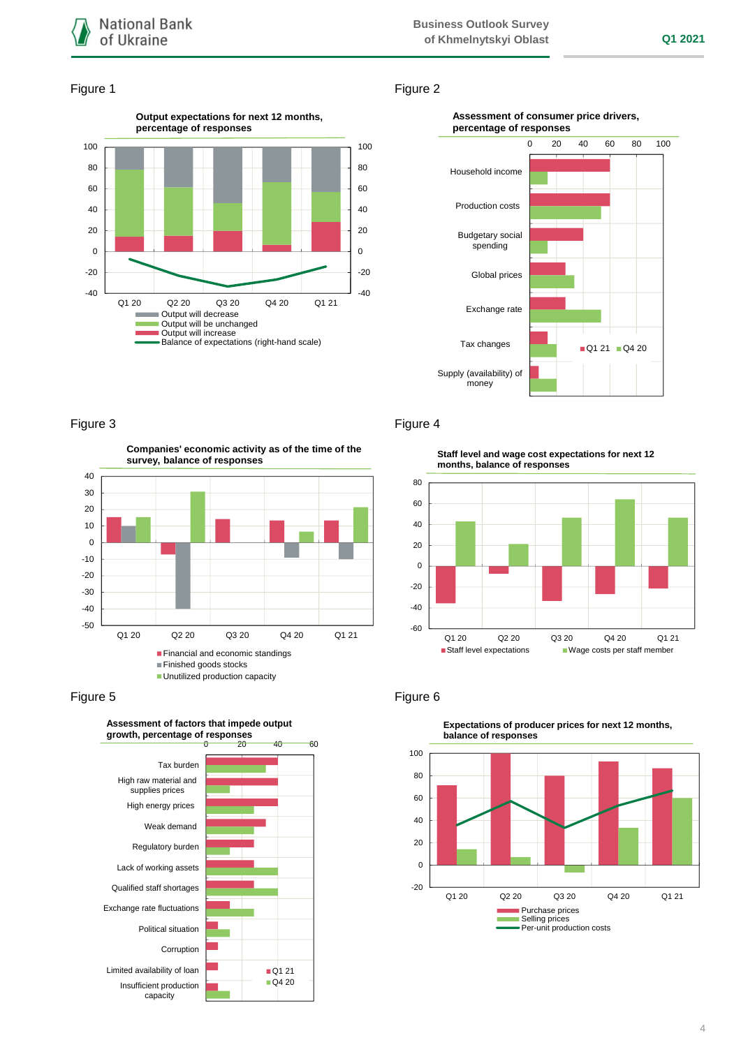## Figure 1

**Output expectations for next 12 months, percentage of responses**

100, 80, 60, 40, 20, 0, -20, -40

Q1 20, Q2 20, Q3 20, Q4 20, Q1 21

- Output will decrease
- Output will be unchanged
- Output will increase
- Balance of expectations (right-hand scale)

## Figure 2

**Assessment of consumer price drivers, percentage of responses**

0, 20, 40, 60, 80, 100

- Household income
- Production costs
- Budgetary social spending
- Global prices
- Exchange rate
- Tax changes
- Supply (availability) of money

Q1 21, Q4 20

## Figure 3

**Companies' economic activity as of the time of the survey, balance of responses**

40, 30, 20, 10, 0, -10, -20, -30, -40, -50

Q1 20, Q2 20, Q3 20, Q4 20, Q1 21

- Financial and economic standings
- Finished goods stocks
- Unutilized production capacity

## Figure 4

**Staff level and wage cost expectations for next 12 months, balance of responses**

80, 60, 40, 20, 0, -20, -40, -60

Q1 20, Q2 20, Q3 20, Q4 20, Q1 21

- Staff level expectations
- Wage costs per staff member

## Figure 5

**Assessment of factors that impede output growth, percentage of responses**

0, 20, 40, 60

- Tax burden
- High raw material and supplies prices
- High energy prices
- Weak demand
- Regulatory burden
- Lack of working assets
- Qualified staff shortages
- Exchange rate fluctuations
- Political situation
- Corruption
- Limited availability of loan
- Insufficient production capacity

Q1 21, Q4 20

## Figure 6

**Expectations of producer prices for next 12 months, balance of responses**

100, 80, 60, 40, 20, 0, -20

Q1 20, Q2 20, Q3 20, Q4 20, Q1 21

- Purchase prices
- Selling prices
- Per-unit production costs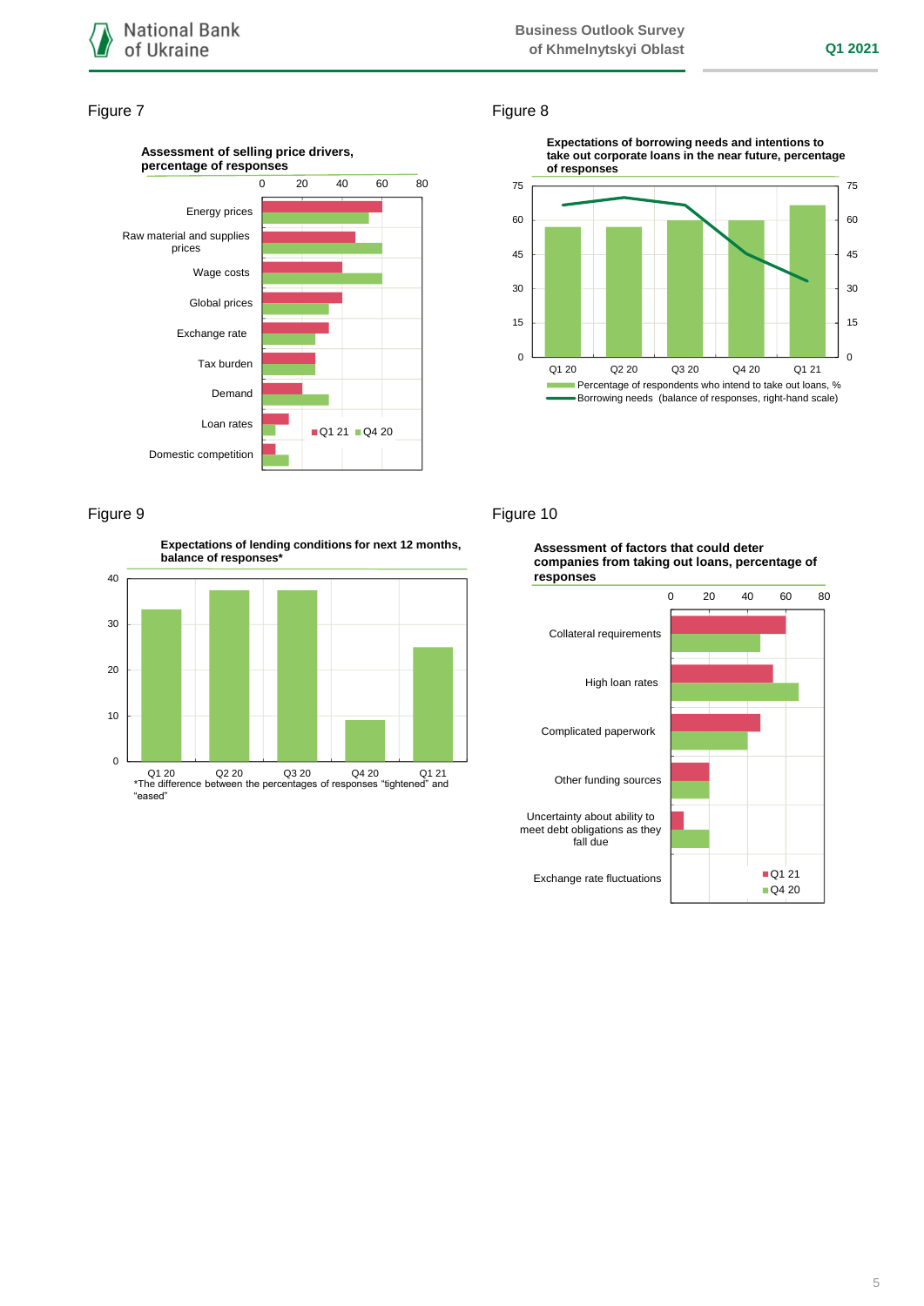Figure 7

**Assessment of selling price drivers, percentage of responses**

0 20 40 60 80

Energy prices

Raw material and supplies prices

Wage costs

Global prices

Exchange rate

Tax burden

Demand

Loan rates

Domestic competition

Q1 21 Q4 20

Figure 8

**Expectations of borrowing needs and intentions to take out corporate loans in the near future, percentage of responses**

75 60 45 30 15 0

Q1 20 Q2 20 Q3 20 Q4 20 Q1 21

Percentage of respondents who intend to take out loans, %

Borrowing needs (balance of responses, right-hand scale)

Figure 9

**Expectations of lending conditions for next 12 months, balance of responses***

40 30 20 10 0

Q1 20 Q2 20 Q3 20 Q4 20 Q1 21

*The difference between the percentages of responses "tightened" and "eased"

Figure 10

**Assessment of factors that could deter companies from taking out loans, percentage of responses**

0 20 40 60 80

Collateral requirements

High loan rates

Complicated paperwork

Other funding sources

Uncertainty about ability to meet debt obligations as they fall due

Exchange rate fluctuations

Q1 21

Q4 20